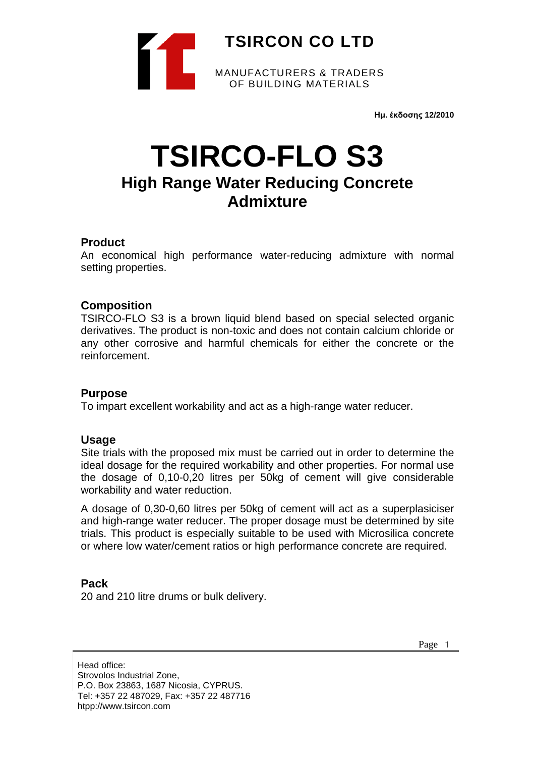**TSIRCON CO LTD**

MANUFACTURERS & TRADERS
OF BUILDING MATERIALS

**Ημ. έκδοσης 12/2010**

# TSIRCO-FLO S3

## High Range Water Reducing Concrete Admixture

### Product

An economical high performance water-reducing admixture with normal setting properties.

### Composition

TSIRCO-FLO S3 is a brown liquid blend based on special selected organic derivatives. The product is non-toxic and does not contain calcium chloride or any other corrosive and harmful chemicals for either the concrete or the reinforcement.

### Purpose

To impart excellent workability and act as a high-range water reducer.

### Usage

Site trials with the proposed mix must be carried out in order to determine the ideal dosage for the required workability and other properties. For normal use the dosage of 0,10-0,20 litres per 50kg of cement will give considerable workability and water reduction.

A dosage of 0,30-0,60 litres per 50kg of cement will act as a superplasiciser and high-range water reducer. The proper dosage must be determined by site trials. This product is especially suitable to be used with Microsilica concrete or where low water/cement ratios or high performance concrete are required.

### Pack

20 and 210 litre drums or bulk delivery.

Head office:
Strovolos Industrial Zone,
P.O. Box 23863, 1687 Nicosia, CYPRUS.
Tel: +357 22 487029, Fax: +357 22 487716
htpp://www.tsircon.com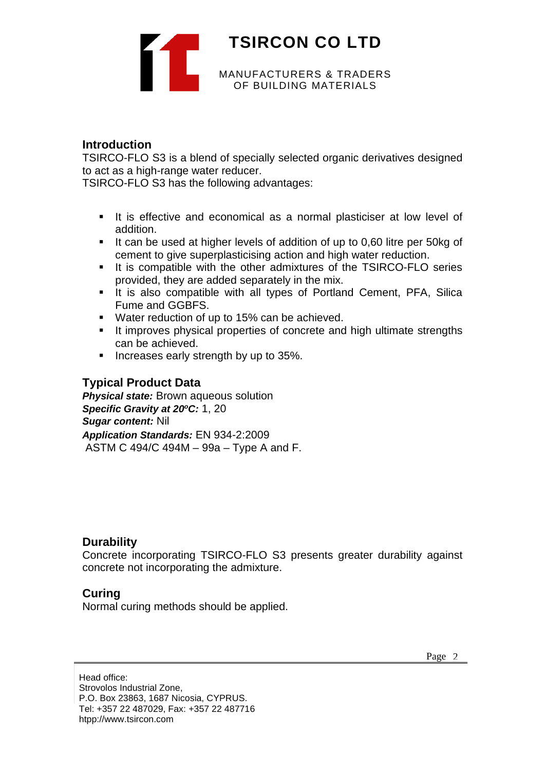## Introduction

TSIRCO-FLO S3 is a blend of specially selected organic derivatives designed to act as a high-range water reducer.
TSIRCO-FLO S3 has the following advantages:

- It is effective and economical as a normal plasticiser at low level of addition.
- It can be used at higher levels of addition of up to 0,60 litre per 50kg of cement to give superplasticising action and high water reduction.
- It is compatible with the other admixtures of the TSIRCO-FLO series provided, they are added separately in the mix.
- It is also compatible with all types of Portland Cement, PFA, Silica Fume and GGBFS.
- Water reduction of up to 15% can be achieved.
- It improves physical properties of concrete and high ultimate strengths can be achieved.
- Increases early strength by up to 35%.

## Typical Product Data

***Physical state:*** Brown aqueous solution
***Specific Gravity at 20ºC:*** 1, 20
***Sugar content:*** Nil
***Application Standards:*** EN 934-2:2009
ASTM C 494/C 494M – 99a – Type A and F.

## Durability

Concrete incorporating TSIRCO-FLO S3 presents greater durability against concrete not incorporating the admixture.

## Curing

Normal curing methods should be applied.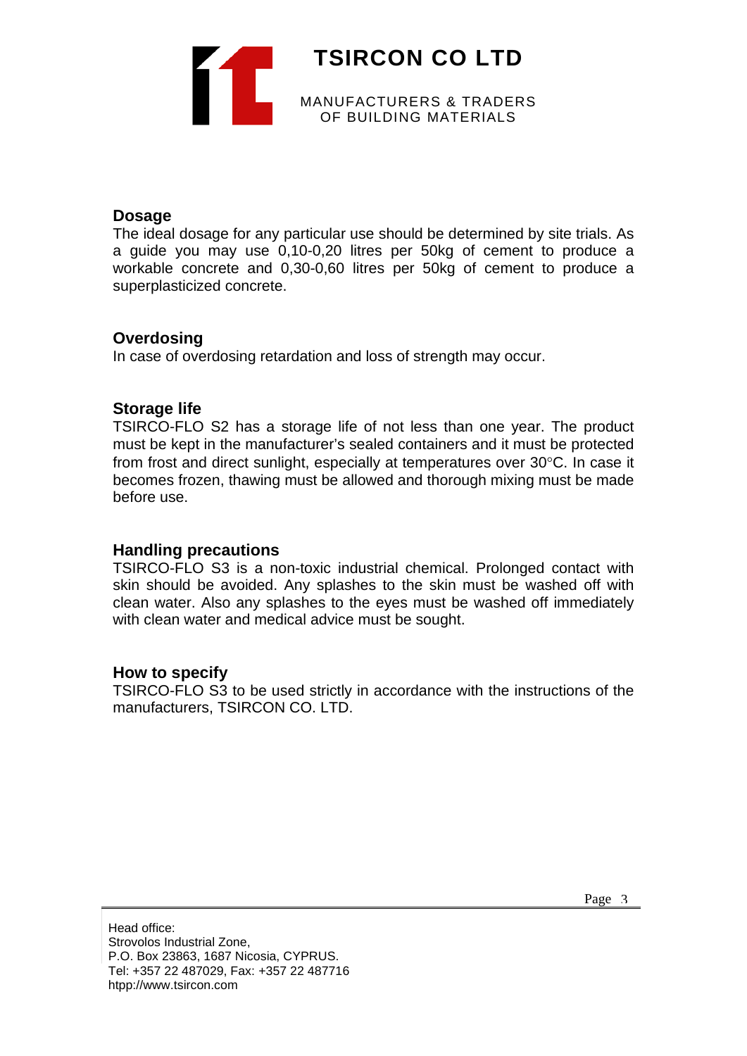## Dosage

The ideal dosage for any particular use should be determined by site trials. As a guide you may use 0,10-0,20 litres per 50kg of cement to produce a workable concrete and 0,30-0,60 litres per 50kg of cement to produce a superplasticized concrete.

## Overdosing

In case of overdosing retardation and loss of strength may occur.

## Storage life

TSIRCO-FLO S2 has a storage life of not less than one year. The product must be kept in the manufacturer's sealed containers and it must be protected from frost and direct sunlight, especially at temperatures over 30°C. In case it becomes frozen, thawing must be allowed and thorough mixing must be made before use.

## Handling precautions

TSIRCO-FLO S3 is a non-toxic industrial chemical. Prolonged contact with skin should be avoided. Any splashes to the skin must be washed off with clean water. Also any splashes to the eyes must be washed off immediately with clean water and medical advice must be sought.

## How to specify

TSIRCO-FLO S3 to be used strictly in accordance with the instructions of the manufacturers, TSIRCON CO. LTD.